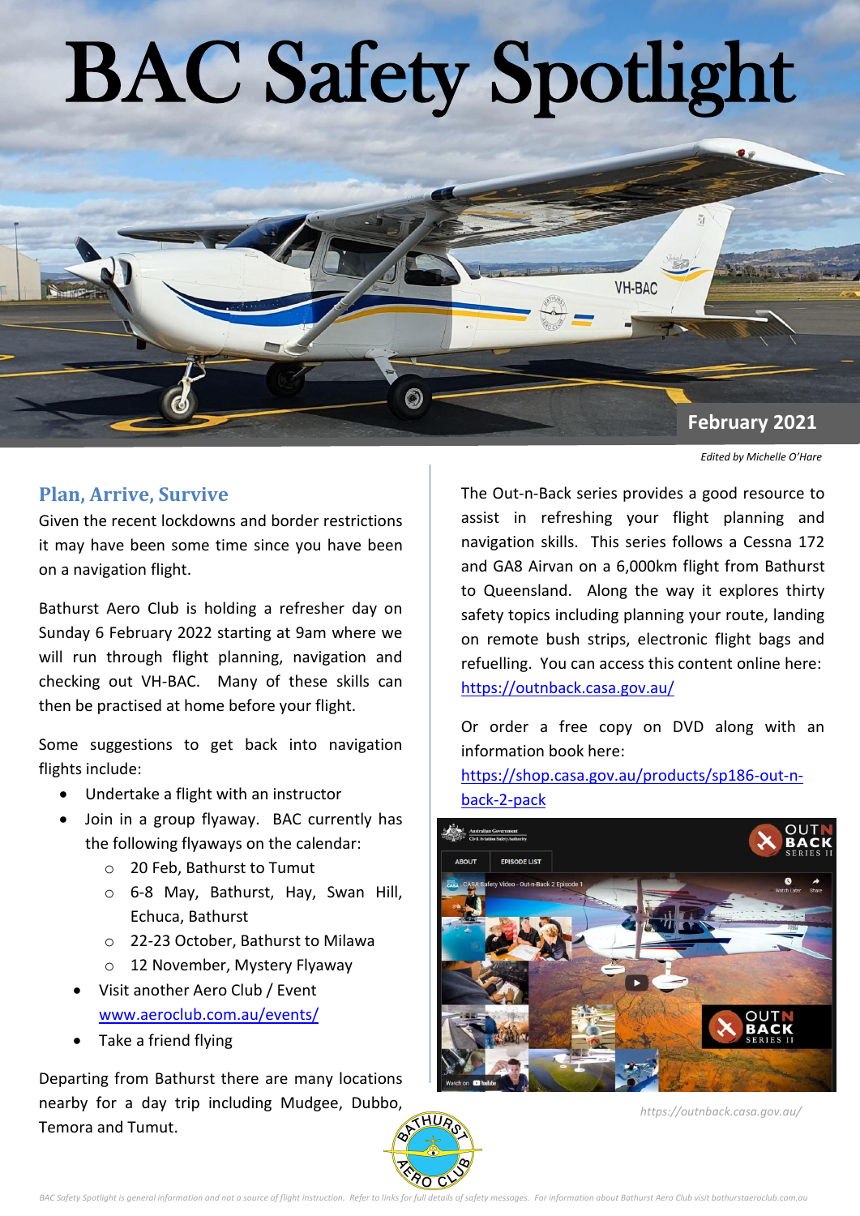# BAC Safety Spotlight

February 2021

*Edited by Michelle O'Hare*

## Plan, Arrive, Survive

Given the recent lockdowns and border restrictions it may have been some time since you have been on a navigation flight.

Bathurst Aero Club is holding a refresher day on Sunday 6 February 2022 starting at 9am where we will run through flight planning, navigation and checking out VH-BAC. Many of these skills can then be practised at home before your flight.

Some suggestions to get back into navigation flights include:

- Undertake a flight with an instructor
- Join in a group flyaway. BAC currently has the following flyaways on the calendar:
  - 20 Feb, Bathurst to Tumut
  - 6-8 May, Bathurst, Hay, Swan Hill, Echuca, Bathurst
  - 22-23 October, Bathurst to Milawa
  - 12 November, Mystery Flyaway
- Visit another Aero Club / Event [www.aeroclub.com.au/events/](www.aeroclub.com.au/events/)
- Take a friend flying

Departing from Bathurst there are many locations nearby for a day trip including Mudgee, Dubbo, Temora and Tumut.

The Out-n-Back series provides a good resource to assist in refreshing your flight planning and navigation skills. This series follows a Cessna 172 and GA8 Airvan on a 6,000km flight from Bathurst to Queensland. Along the way it explores thirty safety topics including planning your route, landing on remote bush strips, electronic flight bags and refuelling. You can access this content online here: [https://outnback.casa.gov.au/](https://outnback.casa.gov.au/)

Or order a free copy on DVD along with an information book here: [https://shop.casa.gov.au/products/sp186-out-n-back-2-pack](https://shop.casa.gov.au/products/sp186-out-n-back-2-pack)

*https://outnback.casa.gov.au/*

*BAC Safety Spotlight is general information and not a source of flight instruction. Refer to links for full details of safety messages. For information about Bathurst Aero Club visit bathurstaeroclub.com.au*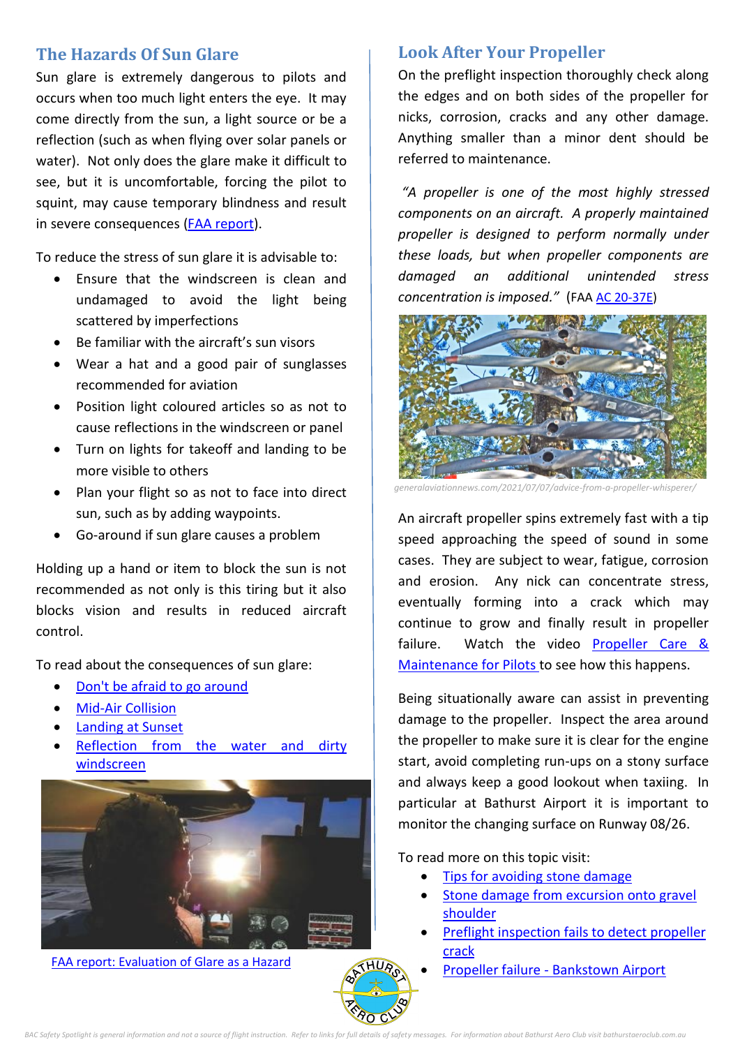## The Hazards Of Sun Glare

Sun glare is extremely dangerous to pilots and occurs when too much light enters the eye. It may come directly from the sun, a light source or be a reflection (such as when flying over solar panels or water). Not only does the glare make it difficult to see, but it is uncomfortable, forcing the pilot to squint, may cause temporary blindness and result in severe consequences (FAA report).

To reduce the stress of sun glare it is advisable to:

- Ensure that the windscreen is clean and undamaged to avoid the light being scattered by imperfections
- Be familiar with the aircraft's sun visors
- Wear a hat and a good pair of sunglasses recommended for aviation
- Position light coloured articles so as not to cause reflections in the windscreen or panel
- Turn on lights for takeoff and landing to be more visible to others
- Plan your flight so as not to face into direct sun, such as by adding waypoints.
- Go-around if sun glare causes a problem

Holding up a hand or item to block the sun is not recommended as not only is this tiring but it also blocks vision and results in reduced aircraft control.

To read about the consequences of sun glare:

- Don't be afraid to go around
- Mid-Air Collision
- Landing at Sunset
- Reflection from the water and dirty windscreen

FAA report: Evaluation of Glare as a Hazard

## Look After Your Propeller

On the preflight inspection thoroughly check along the edges and on both sides of the propeller for nicks, corrosion, cracks and any other damage. Anything smaller than a minor dent should be referred to maintenance.

*"A propeller is one of the most highly stressed components on an aircraft. A properly maintained propeller is designed to perform normally under these loads, but when propeller components are damaged an additional unintended stress concentration is imposed."* (FAA AC 20-37E)

generalaviationnews.com/2021/07/07/advice-from-a-propeller-whisperer/

An aircraft propeller spins extremely fast with a tip speed approaching the speed of sound in some cases. They are subject to wear, fatigue, corrosion and erosion. Any nick can concentrate stress, eventually forming into a crack which may continue to grow and finally result in propeller failure. Watch the video Propeller Care & Maintenance for Pilots to see how this happens.

Being situationally aware can assist in preventing damage to the propeller. Inspect the area around the propeller to make sure it is clear for the engine start, avoid completing run-ups on a stony surface and always keep a good lookout when taxiing. In particular at Bathurst Airport it is important to monitor the changing surface on Runway 08/26.

To read more on this topic visit:

- Tips for avoiding stone damage
- Stone damage from excursion onto gravel shoulder
- Preflight inspection fails to detect propeller crack
- Propeller failure - Bankstown Airport

*BAC Safety Spotlight is general information and not a source of flight instruction. Refer to links for full details of safety messages. For information about Bathurst Aero Club visit bathurstaeroclub.com.au*